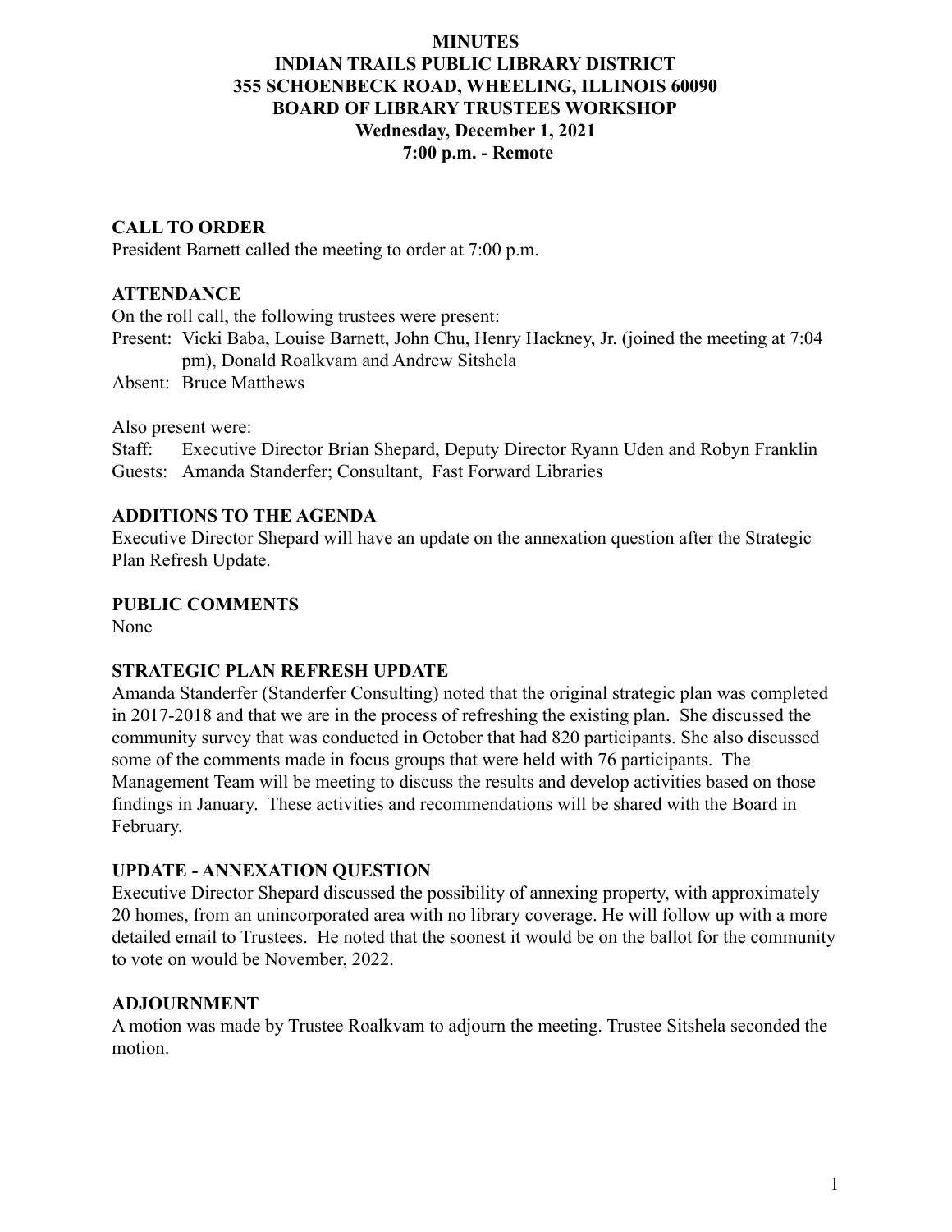# MINUTES
## INDIAN TRAILS PUBLIC LIBRARY DISTRICT
## 355 SCHOENBECK ROAD, WHEELING, ILLINOIS 60090
## BOARD OF LIBRARY TRUSTEES WORKSHOP
### Wednesday, December 1, 2021
### 7:00 p.m. - Remote

**CALL TO ORDER**

President Barnett called the meeting to order at 7:00 p.m.

**ATTENDANCE**

On the roll call, the following trustees were present:

Present: Vicki Baba, Louise Barnett, John Chu, Henry Hackney, Jr. (joined the meeting at 7:04 pm), Donald Roalkvam and Andrew Sitshela

Absent: Bruce Matthews

Also present were:

Staff: Executive Director Brian Shepard, Deputy Director Ryann Uden and Robyn Franklin

Guests: Amanda Standerfer; Consultant, Fast Forward Libraries

**ADDITIONS TO THE AGENDA**

Executive Director Shepard will have an update on the annexation question after the Strategic Plan Refresh Update.

**PUBLIC COMMENTS**

None

**STRATEGIC PLAN REFRESH UPDATE**

Amanda Standerfer (Standerfer Consulting) noted that the original strategic plan was completed in 2017-2018 and that we are in the process of refreshing the existing plan. She discussed the community survey that was conducted in October that had 820 participants. She also discussed some of the comments made in focus groups that were held with 76 participants. The Management Team will be meeting to discuss the results and develop activities based on those findings in January. These activities and recommendations will be shared with the Board in February.

**UPDATE - ANNEXATION QUESTION**

Executive Director Shepard discussed the possibility of annexing property, with approximately 20 homes, from an unincorporated area with no library coverage. He will follow up with a more detailed email to Trustees. He noted that the soonest it would be on the ballot for the community to vote on would be November, 2022.

**ADJOURNMENT**

A motion was made by Trustee Roalkvam to adjourn the meeting. Trustee Sitshela seconded the motion.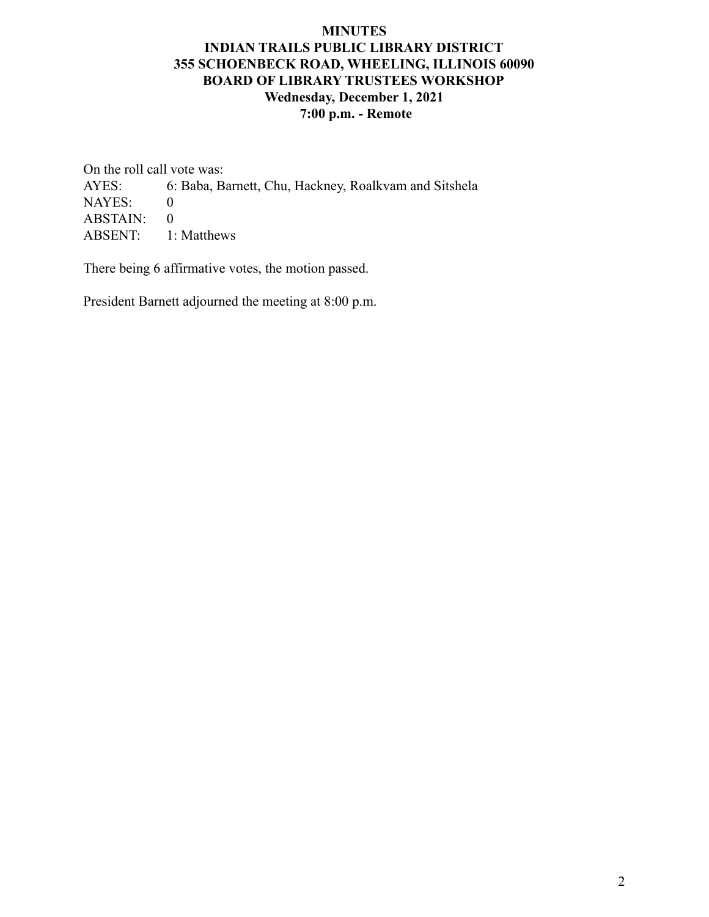**MINUTES**
**INDIAN TRAILS PUBLIC LIBRARY DISTRICT**
**355 SCHOENBECK ROAD, WHEELING, ILLINOIS 60090**
**BOARD OF LIBRARY TRUSTEES WORKSHOP**
**Wednesday, December 1, 2021**
**7:00 p.m. - Remote**

On the roll call vote was:

| | |
|---|---|
| AYES: | 6: Baba, Barnett, Chu, Hackney, Roalkvam and Sitshela |
| NAYES: | 0 |
| ABSTAIN: | 0 |
| ABSENT: | 1: Matthews |

There being 6 affirmative votes, the motion passed.

President Barnett adjourned the meeting at 8:00 p.m.